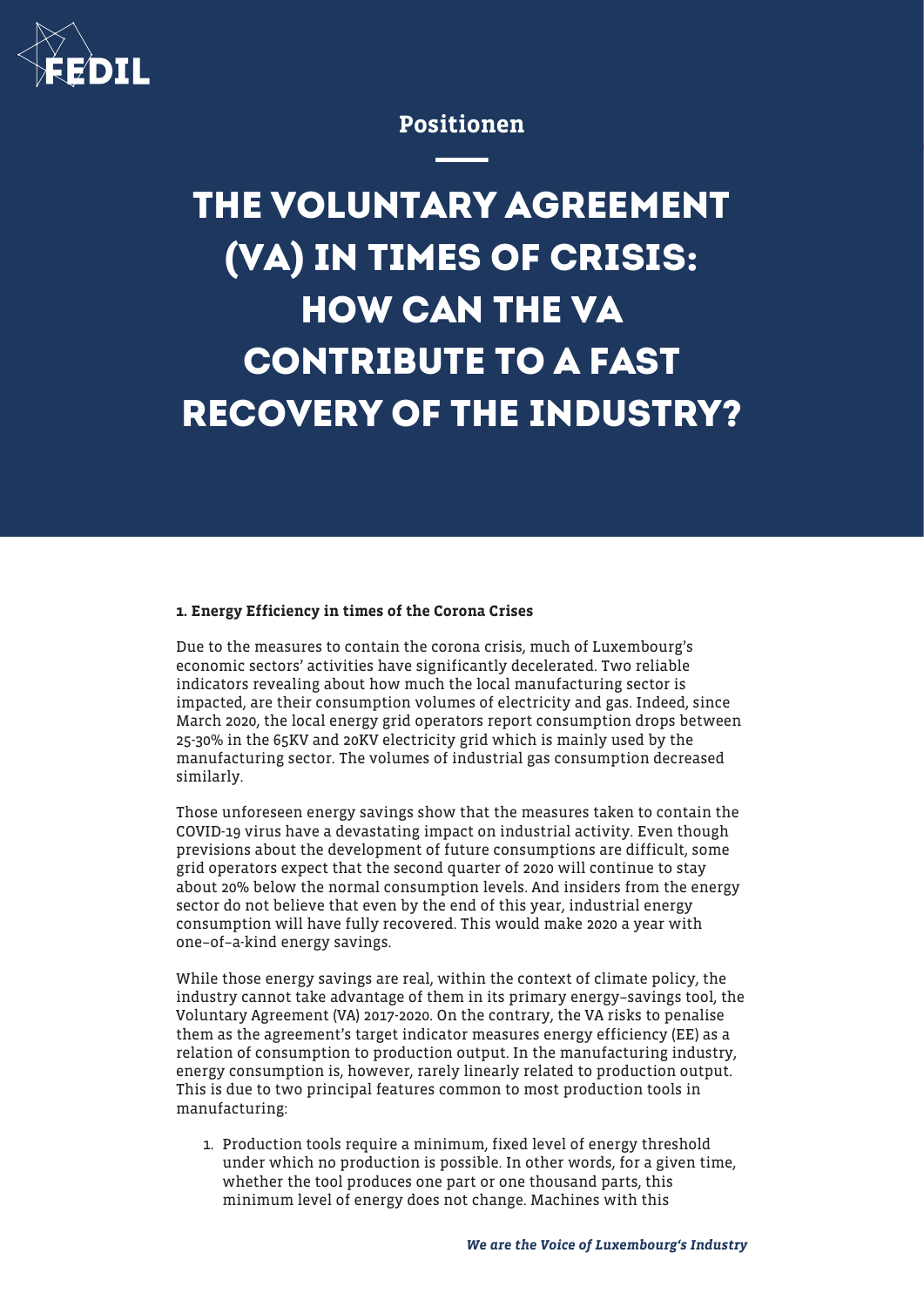FEDIL

Positionen

# THE VOLUNTARY AGREEMENT (VA) IN TIMES OF CRISIS: HOW CAN THE VA CONTRIBUTE TO A FAST RECOVERY OF THE INDUSTRY?

**1. Energy Efficiency in times of the Corona Crises**

Due to the measures to contain the corona crisis, much of Luxembourg's economic sectors' activities have significantly decelerated. Two reliable indicators revealing about how much the local manufacturing sector is impacted, are their consumption volumes of electricity and gas. Indeed, since March 2020, the local energy grid operators report consumption drops between 25-30% in the 65KV and 20KV electricity grid which is mainly used by the manufacturing sector. The volumes of industrial gas consumption decreased similarly.

Those unforeseen energy savings show that the measures taken to contain the COVID-19 virus have a devastating impact on industrial activity. Even though previsions about the development of future consumptions are difficult, some grid operators expect that the second quarter of 2020 will continue to stay about 20% below the normal consumption levels. And insiders from the energy sector do not believe that even by the end of this year, industrial energy consumption will have fully recovered. This would make 2020 a year with one-of-a-kind energy savings.

While those energy savings are real, within the context of climate policy, the industry cannot take advantage of them in its primary energy-savings tool, the Voluntary Agreement (VA) 2017-2020. On the contrary, the VA risks to penalise them as the agreement's target indicator measures energy efficiency (EE) as a relation of consumption to production output. In the manufacturing industry, energy consumption is, however, rarely linearly related to production output. This is due to two principal features common to most production tools in manufacturing:

1. Production tools require a minimum, fixed level of energy threshold under which no production is possible. In other words, for a given time, whether the tool produces one part or one thousand parts, this minimum level of energy does not change. Machines with this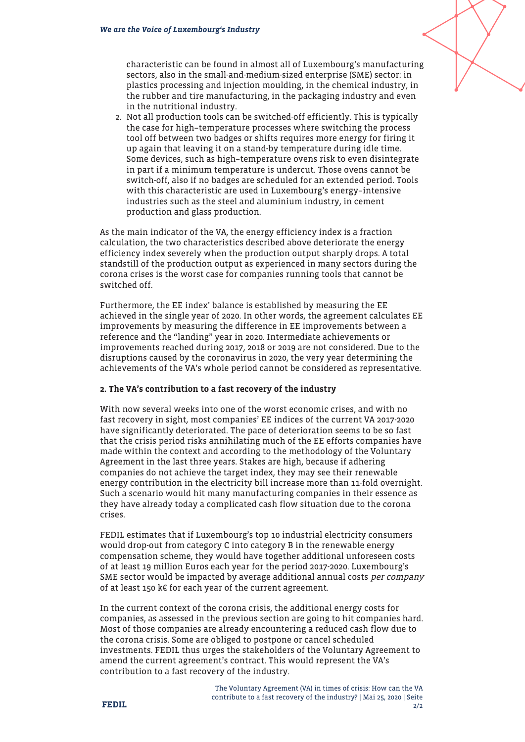characteristic can be found in almost all of Luxembourg's manufacturing sectors, also in the small-and-medium-sized enterprise (SME) sector: in plastics processing and injection moulding, in the chemical industry, in the rubber and tire manufacturing, in the packaging industry and even in the nutritional industry.

2. Not all production tools can be switched-off efficiently. This is typically the case for high–temperature processes where switching the process tool off between two badges or shifts requires more energy for firing it up again that leaving it on a stand-by temperature during idle time. Some devices, such as high–temperature ovens risk to even disintegrate in part if a minimum temperature is undercut. Those ovens cannot be switch-off, also if no badges are scheduled for an extended period. Tools with this characteristic are used in Luxembourg's energy–intensive industries such as the steel and aluminium industry, in cement production and glass production.

As the main indicator of the VA, the energy efficiency index is a fraction calculation, the two characteristics described above deteriorate the energy efficiency index severely when the production output sharply drops. A total standstill of the production output as experienced in many sectors during the corona crises is the worst case for companies running tools that cannot be switched off.

Furthermore, the EE index' balance is established by measuring the EE achieved in the single year of 2020. In other words, the agreement calculates EE improvements by measuring the difference in EE improvements between a reference and the "landing" year in 2020. Intermediate achievements or improvements reached during 2017, 2018 or 2019 are not considered. Due to the disruptions caused by the coronavirus in 2020, the very year determining the achievements of the VA's whole period cannot be considered as representative.

**2. The VA's contribution to a fast recovery of the industry**

With now several weeks into one of the worst economic crises, and with no fast recovery in sight, most companies' EE indices of the current VA 2017-2020 have significantly deteriorated. The pace of deterioration seems to be so fast that the crisis period risks annihilating much of the EE efforts companies have made within the context and according to the methodology of the Voluntary Agreement in the last three years. Stakes are high, because if adhering companies do not achieve the target index, they may see their renewable energy contribution in the electricity bill increase more than 11-fold overnight. Such a scenario would hit many manufacturing companies in their essence as they have already today a complicated cash flow situation due to the corona crises.

FEDIL estimates that if Luxembourg's top 10 industrial electricity consumers would drop-out from category C into category B in the renewable energy compensation scheme, they would have together additional unforeseen costs of at least 19 million Euros each year for the period 2017-2020. Luxembourg's SME sector would be impacted by average additional annual costs *per company* of at least 150 k€ for each year of the current agreement.

In the current context of the corona crisis, the additional energy costs for companies, as assessed in the previous section are going to hit companies hard. Most of those companies are already encountering a reduced cash flow due to the corona crisis. Some are obliged to postpone or cancel scheduled investments. FEDIL thus urges the stakeholders of the Voluntary Agreement to amend the current agreement's contract. This would represent the VA's contribution to a fast recovery of the industry.